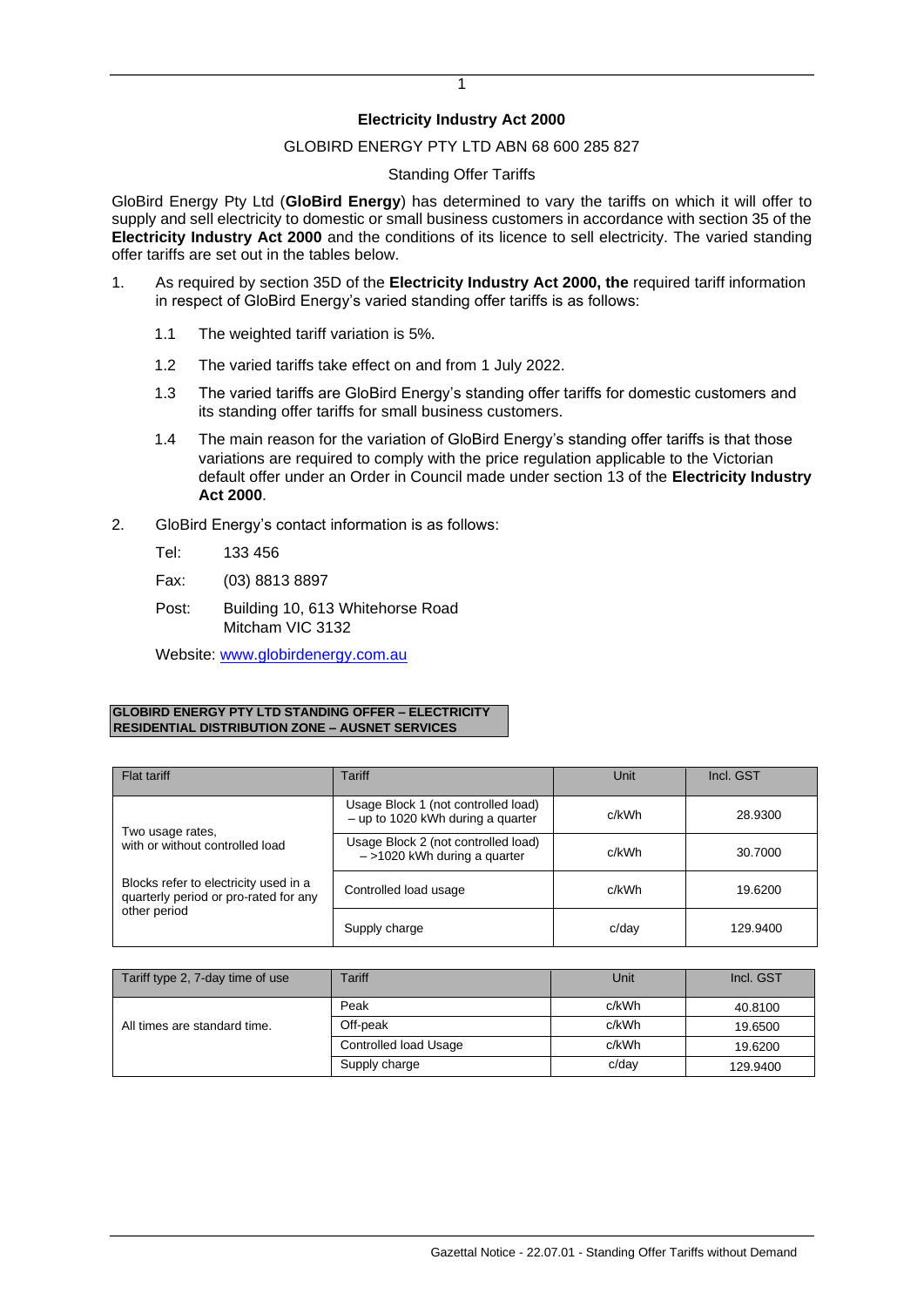**Electricity Industry Act 2000**

GLOBIRD ENERGY PTY LTD ABN 68 600 285 827

Standing Offer Tariffs

GloBird Energy Pty Ltd (**GloBird Energy**) has determined to vary the tariffs on which it will offer to supply and sell electricity to domestic or small business customers in accordance with section 35 of the **Electricity Industry Act 2000** and the conditions of its licence to sell electricity. The varied standing offer tariffs are set out in the tables below.

1. As required by section 35D of the **Electricity Industry Act 2000, the** required tariff information in respect of GloBird Energy's varied standing offer tariffs is as follows:

   1.1 The weighted tariff variation is 5%.

   1.2 The varied tariffs take effect on and from 1 July 2022.

   1.3 The varied tariffs are GloBird Energy's standing offer tariffs for domestic customers and its standing offer tariffs for small business customers.

   1.4 The main reason for the variation of GloBird Energy's standing offer tariffs is that those variations are required to comply with the price regulation applicable to the Victorian default offer under an Order in Council made under section 13 of the **Electricity Industry Act 2000**.

2. GloBird Energy's contact information is as follows:

   Tel: 133 456

   Fax: (03) 8813 8897

   Post: Building 10, 613 Whitehorse Road
   Mitcham VIC 3132

   Website: www.globirdenergy.com.au

**GLOBIRD ENERGY PTY LTD STANDING OFFER – ELECTRICITY**
**RESIDENTIAL DISTRIBUTION ZONE – AUSNET SERVICES**

| Flat tariff | Tariff | Unit | Incl. GST |
|---|---|---|---|
| Two usage rates, with or without controlled load | Usage Block 1 (not controlled load) – up to 1020 kWh during a quarter | c/kWh | 28.9300 |
| | Usage Block 2 (not controlled load) – >1020 kWh during a quarter | c/kWh | 30.7000 |
| Blocks refer to electricity used in a quarterly period or pro-rated for any other period | Controlled load usage | c/kWh | 19.6200 |
| | Supply charge | c/day | 129.9400 |

| Tariff type 2, 7-day time of use | Tariff | Unit | Incl. GST |
|---|---|---|---|
| All times are standard time. | Peak | c/kWh | 40.8100 |
| | Off-peak | c/kWh | 19.6500 |
| | Controlled load Usage | c/kWh | 19.6200 |
| | Supply charge | c/day | 129.9400 |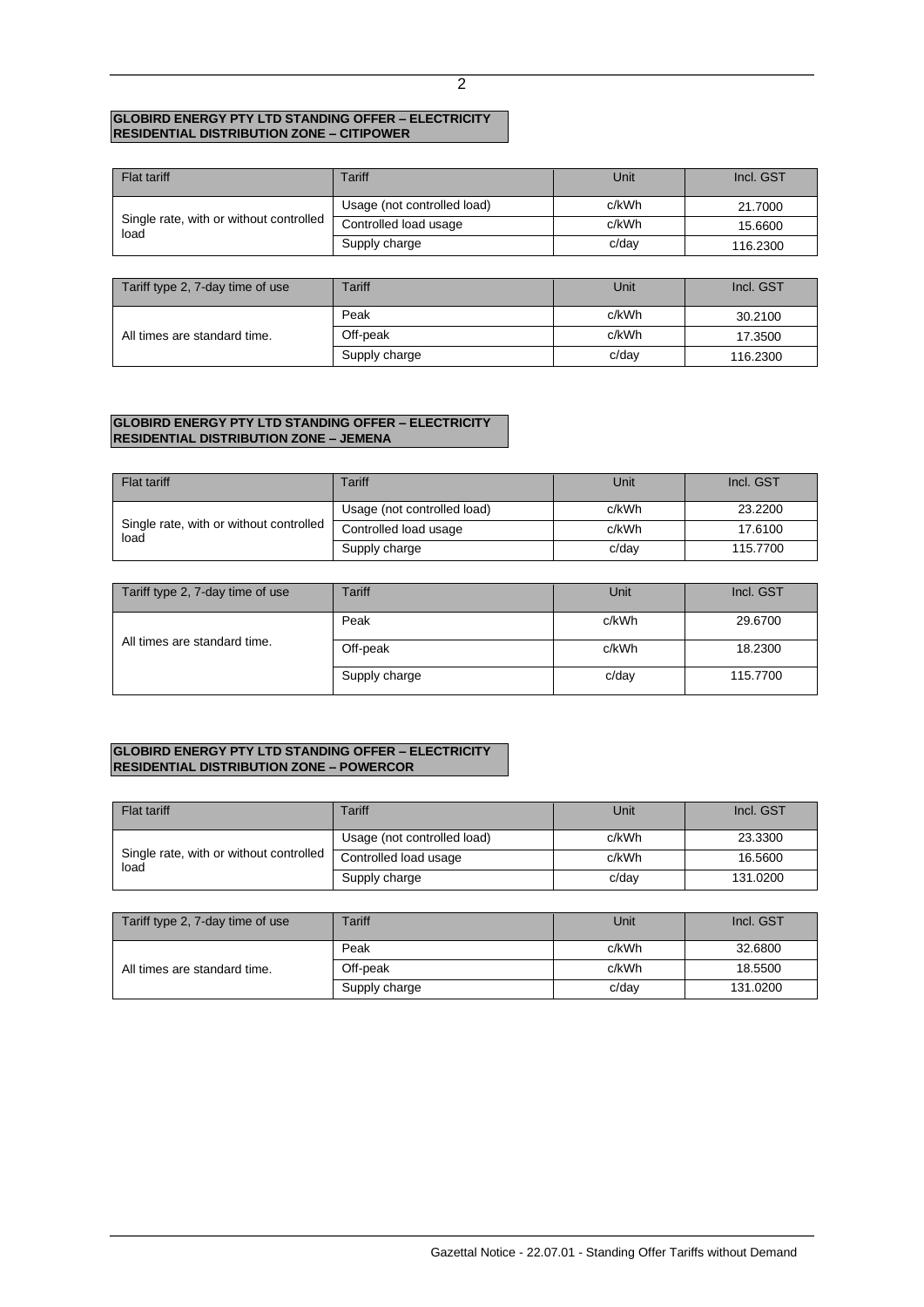**GLOBIRD ENERGY PTY LTD STANDING OFFER – ELECTRICITY RESIDENTIAL DISTRIBUTION ZONE – CITIPOWER**

| Flat tariff | Tariff | Unit | Incl. GST |
|---|---|---|---|
| Single rate, with or without controlled load | Usage (not controlled load) | c/kWh | 21.7000 |
| | Controlled load usage | c/kWh | 15.6600 |
| | Supply charge | c/day | 116.2300 |

| Tariff type 2, 7-day time of use | Tariff | Unit | Incl. GST |
|---|---|---|---|
| All times are standard time. | Peak | c/kWh | 30.2100 |
| | Off-peak | c/kWh | 17.3500 |
| | Supply charge | c/day | 116.2300 |

**GLOBIRD ENERGY PTY LTD STANDING OFFER – ELECTRICITY RESIDENTIAL DISTRIBUTION ZONE – JEMENA**

| Flat tariff | Tariff | Unit | Incl. GST |
|---|---|---|---|
| Single rate, with or without controlled load | Usage (not controlled load) | c/kWh | 23.2200 |
| | Controlled load usage | c/kWh | 17.6100 |
| | Supply charge | c/day | 115.7700 |

| Tariff type 2, 7-day time of use | Tariff | Unit | Incl. GST |
|---|---|---|---|
| All times are standard time. | Peak | c/kWh | 29.6700 |
| | Off-peak | c/kWh | 18.2300 |
| | Supply charge | c/day | 115.7700 |

**GLOBIRD ENERGY PTY LTD STANDING OFFER – ELECTRICITY RESIDENTIAL DISTRIBUTION ZONE – POWERCOR**

| Flat tariff | Tariff | Unit | Incl. GST |
|---|---|---|---|
| Single rate, with or without controlled load | Usage (not controlled load) | c/kWh | 23.3300 |
| | Controlled load usage | c/kWh | 16.5600 |
| | Supply charge | c/day | 131.0200 |

| Tariff type 2, 7-day time of use | Tariff | Unit | Incl. GST |
|---|---|---|---|
| All times are standard time. | Peak | c/kWh | 32.6800 |
| | Off-peak | c/kWh | 18.5500 |
| | Supply charge | c/day | 131.0200 |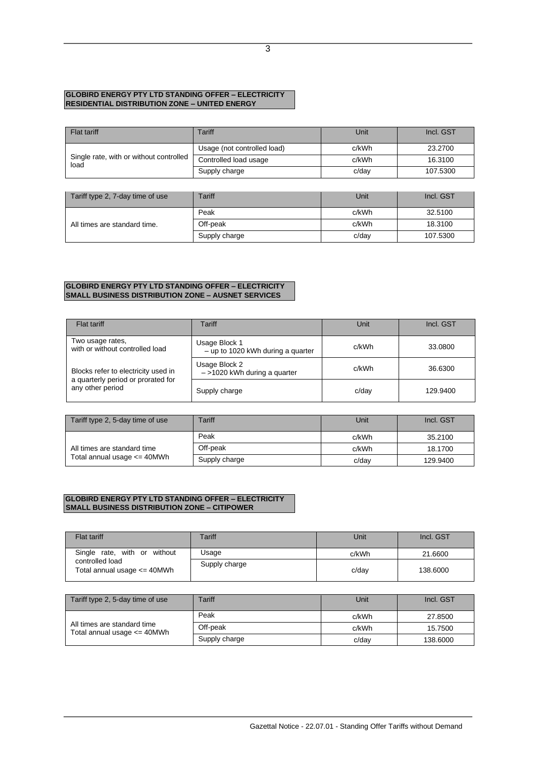**GLOBIRD ENERGY PTY LTD STANDING OFFER – ELECTRICITY**
**RESIDENTIAL DISTRIBUTION ZONE – UNITED ENERGY**

| Flat tariff | Tariff | Unit | Incl. GST |
|---|---|---|---|
| Single rate, with or without controlled load | Usage (not controlled load) | c/kWh | 23.2700 |
| | Controlled load usage | c/kWh | 16.3100 |
| | Supply charge | c/day | 107.5300 |

| Tariff type 2, 7-day time of use | Tariff | Unit | Incl. GST |
|---|---|---|---|
| All times are standard time. | Peak | c/kWh | 32.5100 |
| | Off-peak | c/kWh | 18.3100 |
| | Supply charge | c/day | 107.5300 |

**GLOBIRD ENERGY PTY LTD STANDING OFFER – ELECTRICITY**
**SMALL BUSINESS DISTRIBUTION ZONE – AUSNET SERVICES**

| Flat tariff | Tariff | Unit | Incl. GST |
|---|---|---|---|
| Two usage rates, with or without controlled load | Usage Block 1 – up to 1020 kWh during a quarter | c/kWh | 33.0800 |
| Blocks refer to electricity used in a quarterly period or prorated for any other period | Usage Block 2 – >1020 kWh during a quarter | c/kWh | 36.6300 |
| | Supply charge | c/day | 129.9400 |

| Tariff type 2, 5-day time of use | Tariff | Unit | Incl. GST |
|---|---|---|---|
| All times are standard time<br>Total annual usage <= 40MWh | Peak | c/kWh | 35.2100 |
| | Off-peak | c/kWh | 18.1700 |
| | Supply charge | c/day | 129.9400 |

**GLOBIRD ENERGY PTY LTD STANDING OFFER – ELECTRICITY**
**SMALL BUSINESS DISTRIBUTION ZONE – CITIPOWER**

| Flat tariff | Tariff | Unit | Incl. GST |
|---|---|---|---|
| Single rate, with or without controlled load<br>Total annual usage <= 40MWh | Usage | c/kWh | 21.6600 |
| | Supply charge | c/day | 138.6000 |

| Tariff type 2, 5-day time of use | Tariff | Unit | Incl. GST |
|---|---|---|---|
| All times are standard time<br>Total annual usage <= 40MWh | Peak | c/kWh | 27.8500 |
| | Off-peak | c/kWh | 15.7500 |
| | Supply charge | c/day | 138.6000 |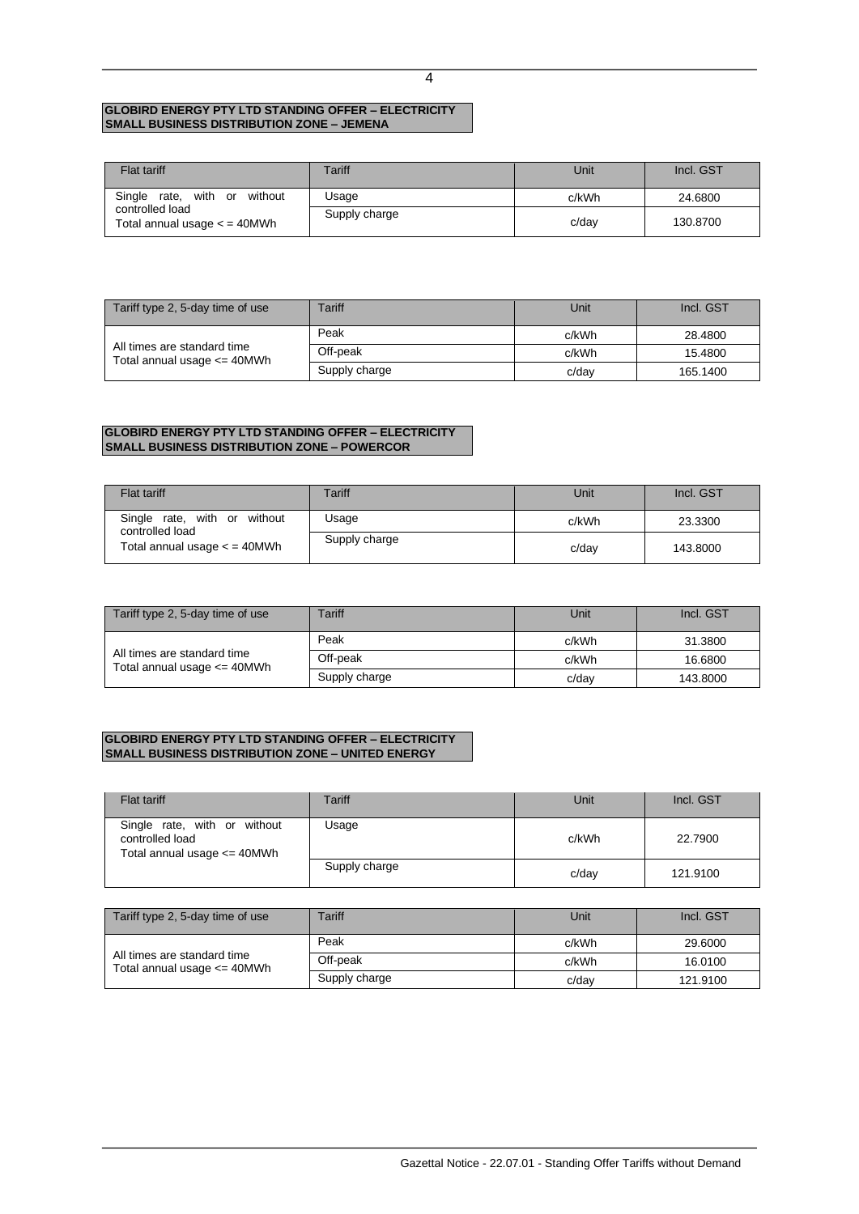**GLOBIRD ENERGY PTY LTD STANDING OFFER – ELECTRICITY SMALL BUSINESS DISTRIBUTION ZONE – JEMENA**

| Flat tariff | Tariff | Unit | Incl. GST |
|---|---|---|---|
| Single rate, with or without controlled load Total annual usage < = 40MWh | Usage | c/kWh | 24.6800 |
| | Supply charge | c/day | 130.8700 |

| Tariff type 2, 5-day time of use | Tariff | Unit | Incl. GST |
|---|---|---|---|
| All times are standard time Total annual usage <= 40MWh | Peak | c/kWh | 28.4800 |
| | Off-peak | c/kWh | 15.4800 |
| | Supply charge | c/day | 165.1400 |

**GLOBIRD ENERGY PTY LTD STANDING OFFER – ELECTRICITY SMALL BUSINESS DISTRIBUTION ZONE – POWERCOR**

| Flat tariff | Tariff | Unit | Incl. GST |
|---|---|---|---|
| Single rate, with or without controlled load Total annual usage < = 40MWh | Usage | c/kWh | 23.3300 |
| | Supply charge | c/day | 143.8000 |

| Tariff type 2, 5-day time of use | Tariff | Unit | Incl. GST |
|---|---|---|---|
| All times are standard time Total annual usage <= 40MWh | Peak | c/kWh | 31.3800 |
| | Off-peak | c/kWh | 16.6800 |
| | Supply charge | c/day | 143.8000 |

**GLOBIRD ENERGY PTY LTD STANDING OFFER – ELECTRICITY SMALL BUSINESS DISTRIBUTION ZONE – UNITED ENERGY**

| Flat tariff | Tariff | Unit | Incl. GST |
|---|---|---|---|
| Single rate, with or without controlled load Total annual usage <= 40MWh | Usage | c/kWh | 22.7900 |
| | Supply charge | c/day | 121.9100 |

| Tariff type 2, 5-day time of use | Tariff | Unit | Incl. GST |
|---|---|---|---|
| All times are standard time Total annual usage <= 40MWh | Peak | c/kWh | 29.6000 |
| | Off-peak | c/kWh | 16.0100 |
| | Supply charge | c/day | 121.9100 |